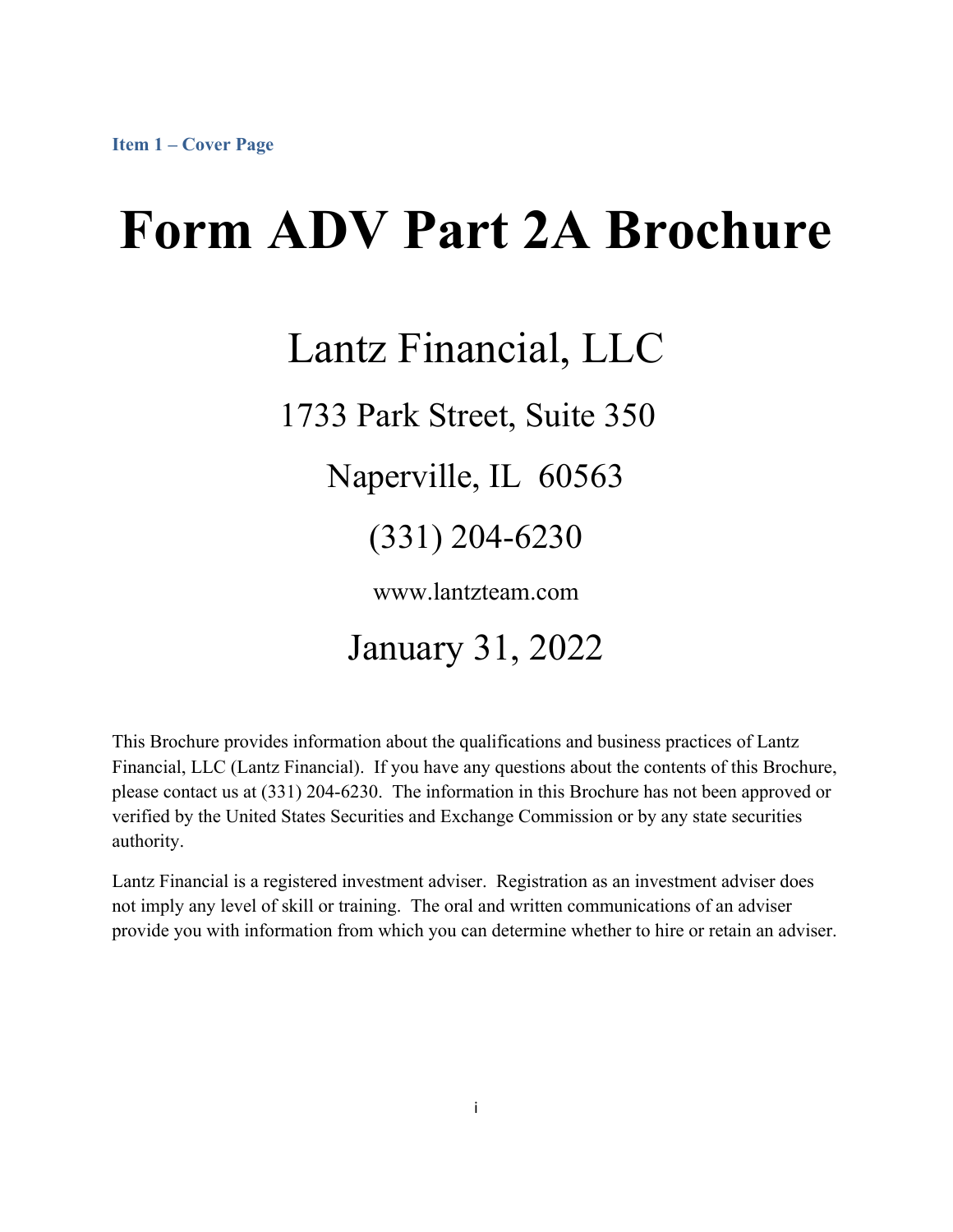Item 1 – Cover Page

# Form ADV Part 2A Brochure

## Lantz Financial, LLC

1733 Park Street, Suite 350

Naperville, IL 60563

(331) 204-6230

www.lantzteam.com

January 31, 2022

This Brochure provides information about the qualifications and business practices of Lantz Financial, LLC (Lantz Financial). If you have any questions about the contents of this Brochure, please contact us at (331) 204-6230. The information in this Brochure has not been approved or verified by the United States Securities and Exchange Commission or by any state securities authority.

Lantz Financial is a registered investment adviser. Registration as an investment adviser does not imply any level of skill or training. The oral and written communications of an adviser provide you with information from which you can determine whether to hire or retain an adviser.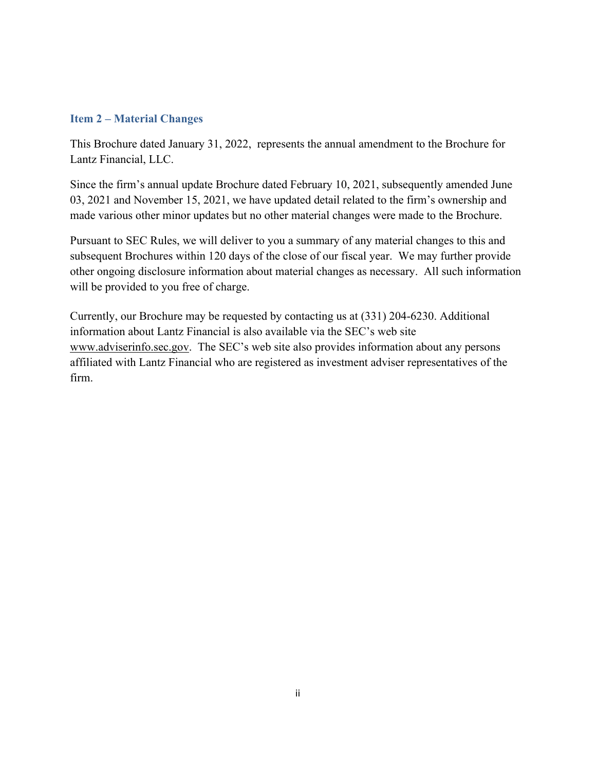## Item 2 – Material Changes

This Brochure dated January 31, 2022, represents the annual amendment to the Brochure for Lantz Financial, LLC.

Since the firm's annual update Brochure dated February 10, 2021, subsequently amended June 03, 2021 and November 15, 2021, we have updated detail related to the firm's ownership and made various other minor updates but no other material changes were made to the Brochure.

Pursuant to SEC Rules, we will deliver to you a summary of any material changes to this and subsequent Brochures within 120 days of the close of our fiscal year. We may further provide other ongoing disclosure information about material changes as necessary. All such information will be provided to you free of charge.

Currently, our Brochure may be requested by contacting us at (331) 204-6230. Additional information about Lantz Financial is also available via the SEC's web site www.adviserinfo.sec.gov. The SEC's web site also provides information about any persons affiliated with Lantz Financial who are registered as investment adviser representatives of the firm.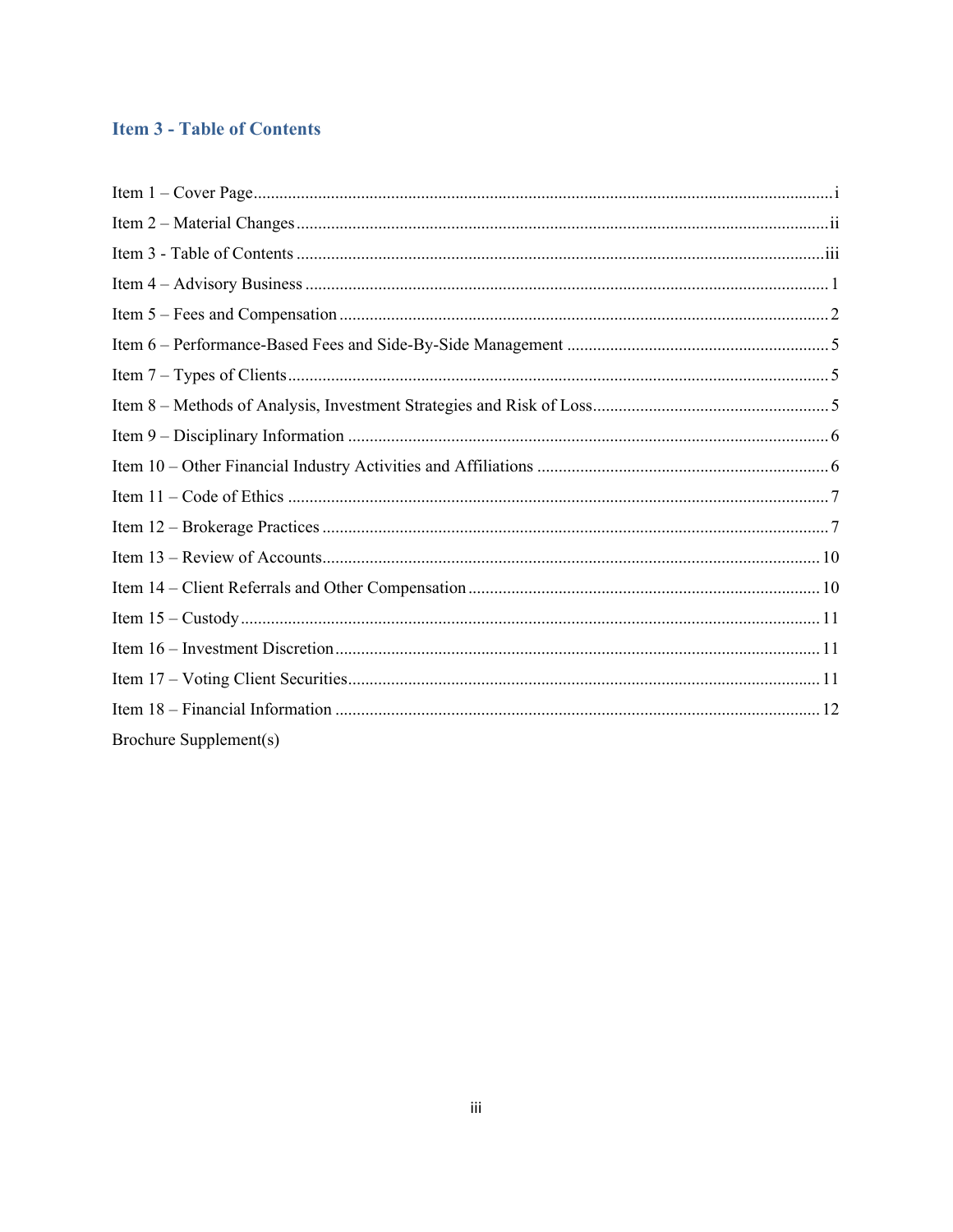## Item 3 - Table of Contents

Item 1 – Cover Page ..... i
Item 2 – Material Changes ..... ii
Item 3 - Table of Contents ..... iii
Item 4 – Advisory Business ..... 1
Item 5 – Fees and Compensation ..... 2
Item 6 – Performance-Based Fees and Side-By-Side Management ..... 5
Item 7 – Types of Clients ..... 5
Item 8 – Methods of Analysis, Investment Strategies and Risk of Loss ..... 5
Item 9 – Disciplinary Information ..... 6
Item 10 – Other Financial Industry Activities and Affiliations ..... 6
Item 11 – Code of Ethics ..... 7
Item 12 – Brokerage Practices ..... 7
Item 13 – Review of Accounts ..... 10
Item 14 – Client Referrals and Other Compensation ..... 10
Item 15 – Custody ..... 11
Item 16 – Investment Discretion ..... 11
Item 17 – Voting Client Securities ..... 11
Item 18 – Financial Information ..... 12
Brochure Supplement(s)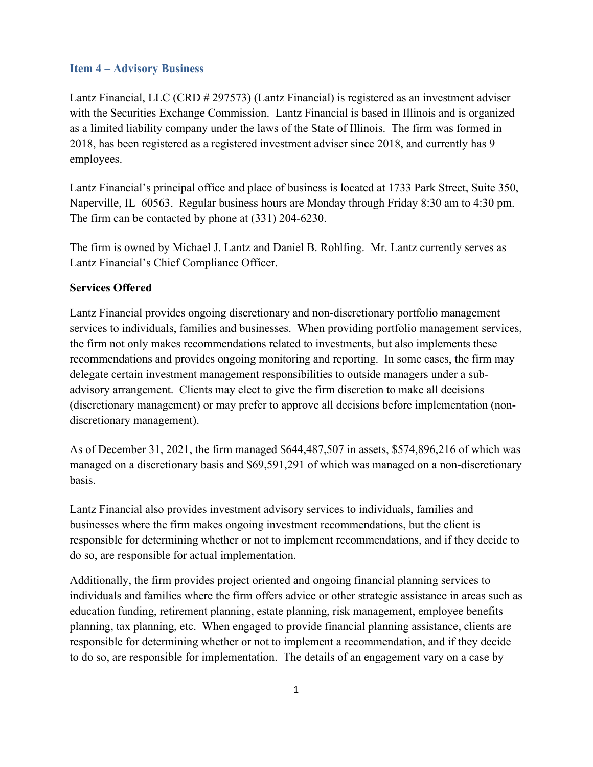## Item 4 – Advisory Business

Lantz Financial, LLC (CRD # 297573) (Lantz Financial) is registered as an investment adviser with the Securities Exchange Commission. Lantz Financial is based in Illinois and is organized as a limited liability company under the laws of the State of Illinois. The firm was formed in 2018, has been registered as a registered investment adviser since 2018, and currently has 9 employees.

Lantz Financial's principal office and place of business is located at 1733 Park Street, Suite 350, Naperville, IL 60563. Regular business hours are Monday through Friday 8:30 am to 4:30 pm. The firm can be contacted by phone at (331) 204-6230.

The firm is owned by Michael J. Lantz and Daniel B. Rohlfing. Mr. Lantz currently serves as Lantz Financial's Chief Compliance Officer.

**Services Offered**

Lantz Financial provides ongoing discretionary and non-discretionary portfolio management services to individuals, families and businesses. When providing portfolio management services, the firm not only makes recommendations related to investments, but also implements these recommendations and provides ongoing monitoring and reporting. In some cases, the firm may delegate certain investment management responsibilities to outside managers under a sub-advisory arrangement. Clients may elect to give the firm discretion to make all decisions (discretionary management) or may prefer to approve all decisions before implementation (non-discretionary management).

As of December 31, 2021, the firm managed $644,487,507 in assets, $574,896,216 of which was managed on a discretionary basis and $69,591,291 of which was managed on a non-discretionary basis.

Lantz Financial also provides investment advisory services to individuals, families and businesses where the firm makes ongoing investment recommendations, but the client is responsible for determining whether or not to implement recommendations, and if they decide to do so, are responsible for actual implementation.

Additionally, the firm provides project oriented and ongoing financial planning services to individuals and families where the firm offers advice or other strategic assistance in areas such as education funding, retirement planning, estate planning, risk management, employee benefits planning, tax planning, etc. When engaged to provide financial planning assistance, clients are responsible for determining whether or not to implement a recommendation, and if they decide to do so, are responsible for implementation. The details of an engagement vary on a case by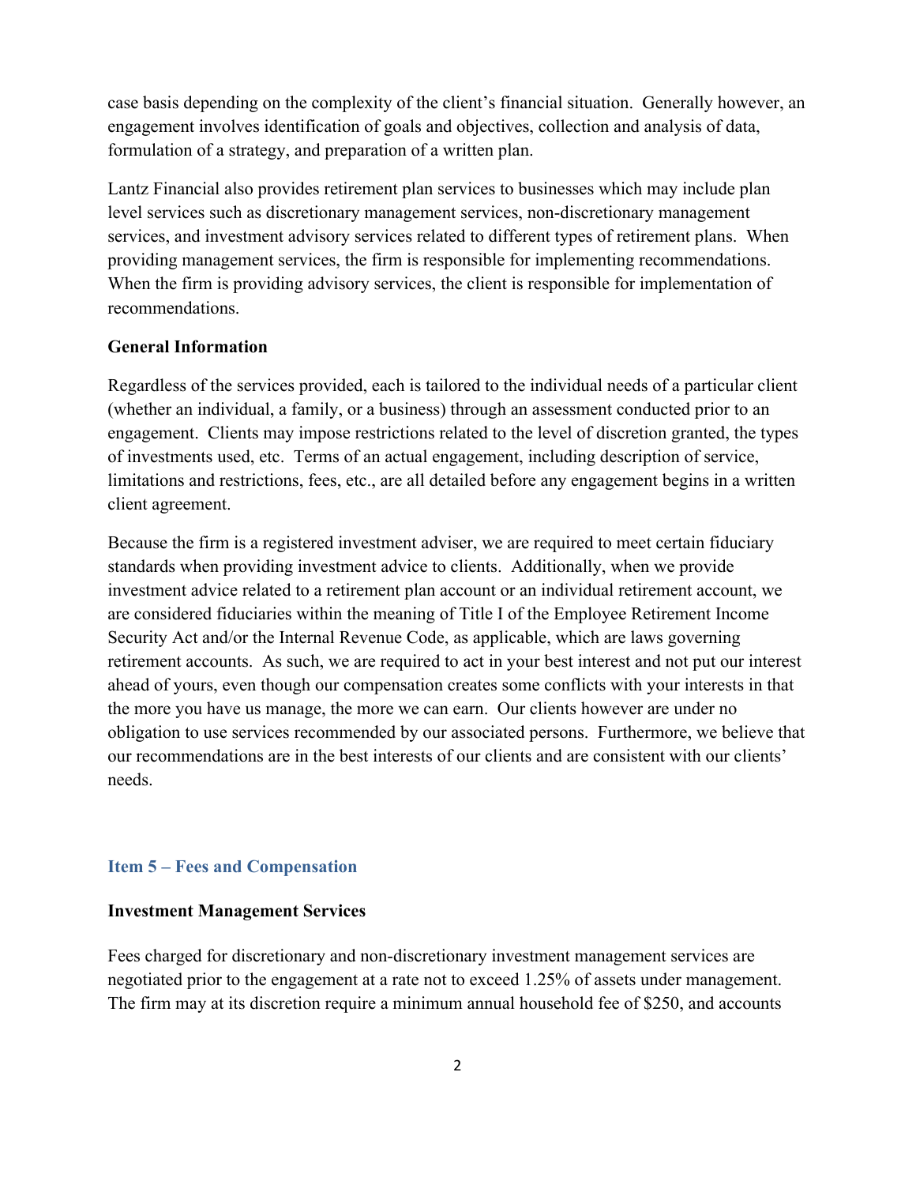case basis depending on the complexity of the client's financial situation. Generally however, an engagement involves identification of goals and objectives, collection and analysis of data, formulation of a strategy, and preparation of a written plan.

Lantz Financial also provides retirement plan services to businesses which may include plan level services such as discretionary management services, non-discretionary management services, and investment advisory services related to different types of retirement plans. When providing management services, the firm is responsible for implementing recommendations. When the firm is providing advisory services, the client is responsible for implementation of recommendations.

**General Information**

Regardless of the services provided, each is tailored to the individual needs of a particular client (whether an individual, a family, or a business) through an assessment conducted prior to an engagement. Clients may impose restrictions related to the level of discretion granted, the types of investments used, etc. Terms of an actual engagement, including description of service, limitations and restrictions, fees, etc., are all detailed before any engagement begins in a written client agreement.

Because the firm is a registered investment adviser, we are required to meet certain fiduciary standards when providing investment advice to clients. Additionally, when we provide investment advice related to a retirement plan account or an individual retirement account, we are considered fiduciaries within the meaning of Title I of the Employee Retirement Income Security Act and/or the Internal Revenue Code, as applicable, which are laws governing retirement accounts. As such, we are required to act in your best interest and not put our interest ahead of yours, even though our compensation creates some conflicts with your interests in that the more you have us manage, the more we can earn. Our clients however are under no obligation to use services recommended by our associated persons. Furthermore, we believe that our recommendations are in the best interests of our clients and are consistent with our clients' needs.

## Item 5 – Fees and Compensation

**Investment Management Services**

Fees charged for discretionary and non-discretionary investment management services are negotiated prior to the engagement at a rate not to exceed 1.25% of assets under management. The firm may at its discretion require a minimum annual household fee of $250, and accounts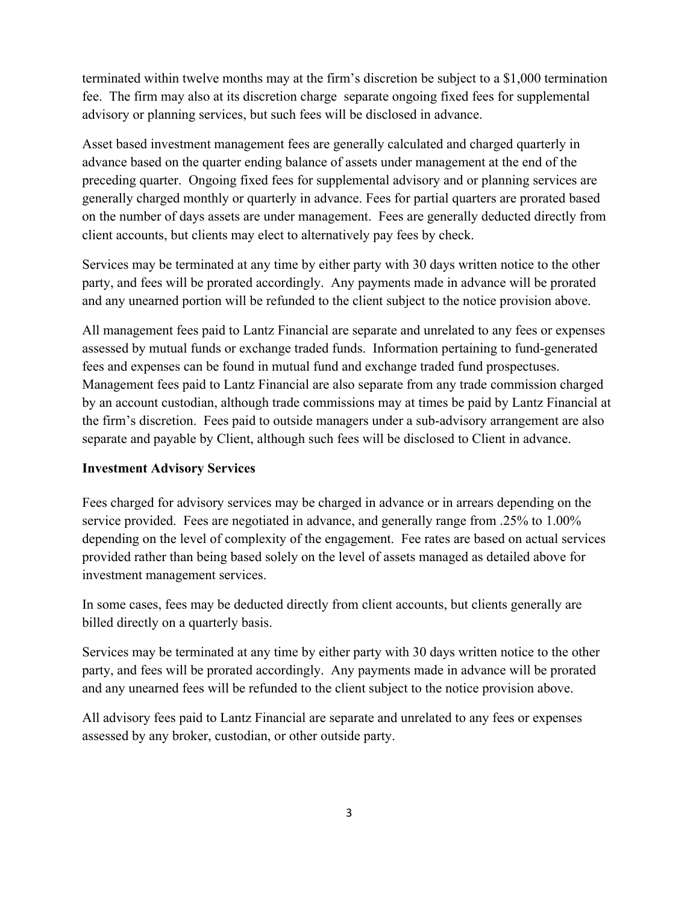terminated within twelve months may at the firm's discretion be subject to a $1,000 termination fee. The firm may also at its discretion charge separate ongoing fixed fees for supplemental advisory or planning services, but such fees will be disclosed in advance.

Asset based investment management fees are generally calculated and charged quarterly in advance based on the quarter ending balance of assets under management at the end of the preceding quarter. Ongoing fixed fees for supplemental advisory and or planning services are generally charged monthly or quarterly in advance. Fees for partial quarters are prorated based on the number of days assets are under management. Fees are generally deducted directly from client accounts, but clients may elect to alternatively pay fees by check.

Services may be terminated at any time by either party with 30 days written notice to the other party, and fees will be prorated accordingly. Any payments made in advance will be prorated and any unearned portion will be refunded to the client subject to the notice provision above.

All management fees paid to Lantz Financial are separate and unrelated to any fees or expenses assessed by mutual funds or exchange traded funds. Information pertaining to fund-generated fees and expenses can be found in mutual fund and exchange traded fund prospectuses. Management fees paid to Lantz Financial are also separate from any trade commission charged by an account custodian, although trade commissions may at times be paid by Lantz Financial at the firm's discretion. Fees paid to outside managers under a sub-advisory arrangement are also separate and payable by Client, although such fees will be disclosed to Client in advance.

**Investment Advisory Services**

Fees charged for advisory services may be charged in advance or in arrears depending on the service provided. Fees are negotiated in advance, and generally range from .25% to 1.00% depending on the level of complexity of the engagement. Fee rates are based on actual services provided rather than being based solely on the level of assets managed as detailed above for investment management services.

In some cases, fees may be deducted directly from client accounts, but clients generally are billed directly on a quarterly basis.

Services may be terminated at any time by either party with 30 days written notice to the other party, and fees will be prorated accordingly. Any payments made in advance will be prorated and any unearned fees will be refunded to the client subject to the notice provision above.

All advisory fees paid to Lantz Financial are separate and unrelated to any fees or expenses assessed by any broker, custodian, or other outside party.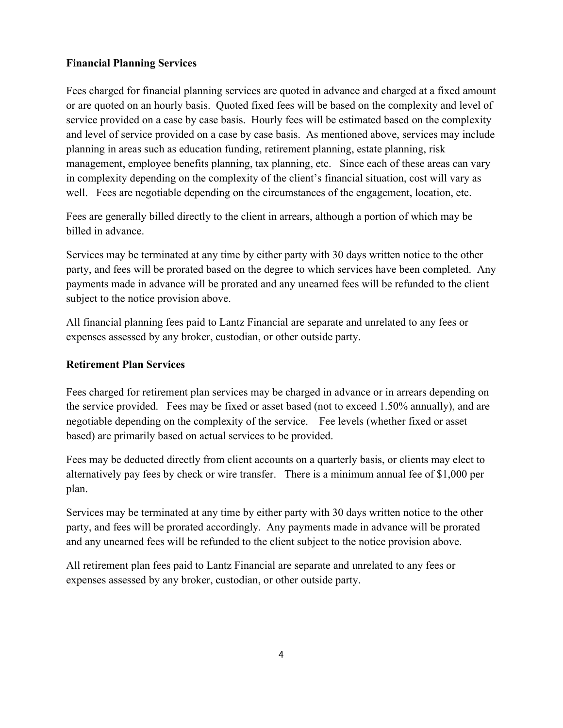**Financial Planning Services**

Fees charged for financial planning services are quoted in advance and charged at a fixed amount or are quoted on an hourly basis. Quoted fixed fees will be based on the complexity and level of service provided on a case by case basis. Hourly fees will be estimated based on the complexity and level of service provided on a case by case basis. As mentioned above, services may include planning in areas such as education funding, retirement planning, estate planning, risk management, employee benefits planning, tax planning, etc. Since each of these areas can vary in complexity depending on the complexity of the client's financial situation, cost will vary as well. Fees are negotiable depending on the circumstances of the engagement, location, etc.

Fees are generally billed directly to the client in arrears, although a portion of which may be billed in advance.

Services may be terminated at any time by either party with 30 days written notice to the other party, and fees will be prorated based on the degree to which services have been completed. Any payments made in advance will be prorated and any unearned fees will be refunded to the client subject to the notice provision above.

All financial planning fees paid to Lantz Financial are separate and unrelated to any fees or expenses assessed by any broker, custodian, or other outside party.

**Retirement Plan Services**

Fees charged for retirement plan services may be charged in advance or in arrears depending on the service provided. Fees may be fixed or asset based (not to exceed 1.50% annually), and are negotiable depending on the complexity of the service. Fee levels (whether fixed or asset based) are primarily based on actual services to be provided.

Fees may be deducted directly from client accounts on a quarterly basis, or clients may elect to alternatively pay fees by check or wire transfer. There is a minimum annual fee of $1,000 per plan.

Services may be terminated at any time by either party with 30 days written notice to the other party, and fees will be prorated accordingly. Any payments made in advance will be prorated and any unearned fees will be refunded to the client subject to the notice provision above.

All retirement plan fees paid to Lantz Financial are separate and unrelated to any fees or expenses assessed by any broker, custodian, or other outside party.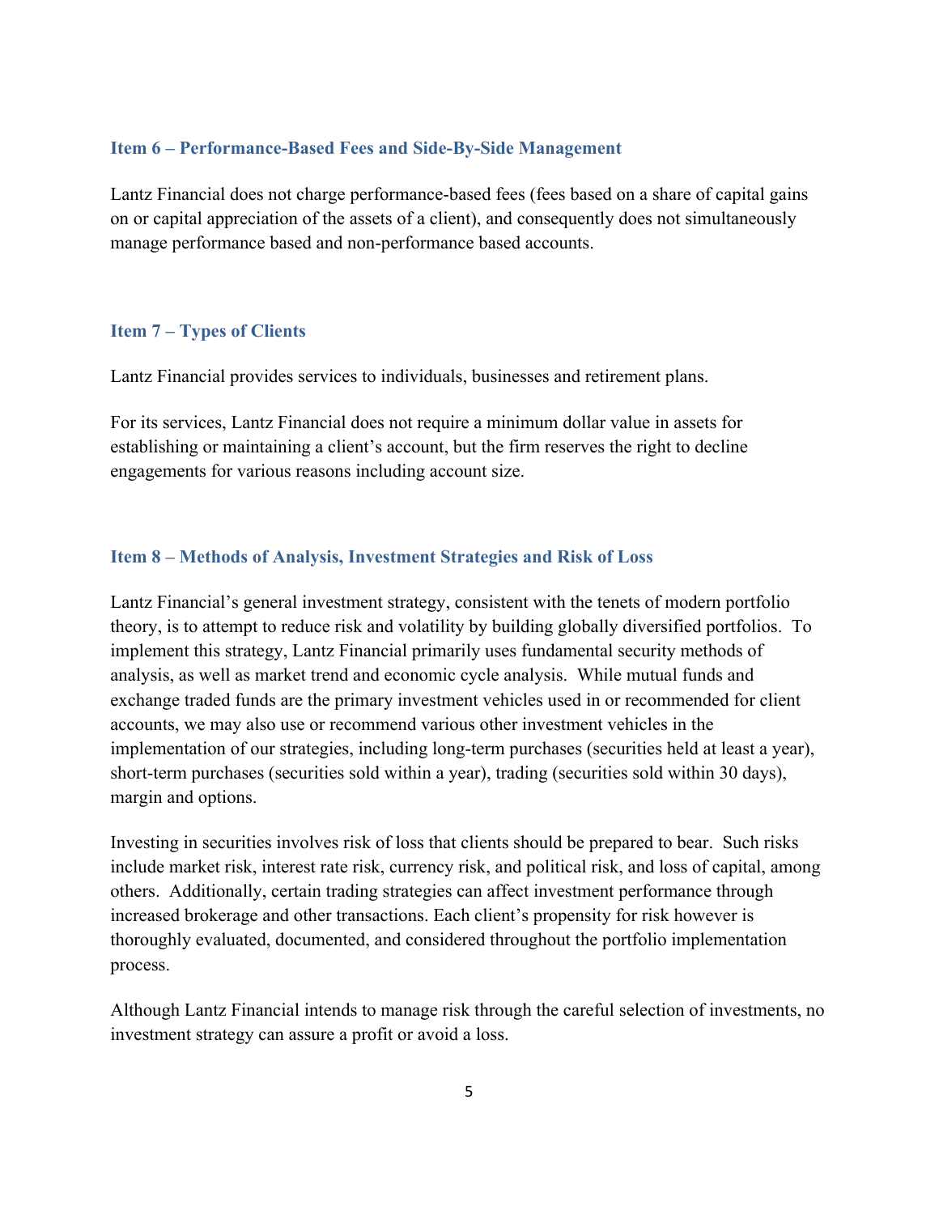## Item 6 – Performance-Based Fees and Side-By-Side Management

Lantz Financial does not charge performance-based fees (fees based on a share of capital gains on or capital appreciation of the assets of a client), and consequently does not simultaneously manage performance based and non-performance based accounts.

## Item 7 – Types of Clients

Lantz Financial provides services to individuals, businesses and retirement plans.

For its services, Lantz Financial does not require a minimum dollar value in assets for establishing or maintaining a client's account, but the firm reserves the right to decline engagements for various reasons including account size.

## Item 8 – Methods of Analysis, Investment Strategies and Risk of Loss

Lantz Financial's general investment strategy, consistent with the tenets of modern portfolio theory, is to attempt to reduce risk and volatility by building globally diversified portfolios. To implement this strategy, Lantz Financial primarily uses fundamental security methods of analysis, as well as market trend and economic cycle analysis. While mutual funds and exchange traded funds are the primary investment vehicles used in or recommended for client accounts, we may also use or recommend various other investment vehicles in the implementation of our strategies, including long-term purchases (securities held at least a year), short-term purchases (securities sold within a year), trading (securities sold within 30 days), margin and options.

Investing in securities involves risk of loss that clients should be prepared to bear. Such risks include market risk, interest rate risk, currency risk, and political risk, and loss of capital, among others. Additionally, certain trading strategies can affect investment performance through increased brokerage and other transactions. Each client's propensity for risk however is thoroughly evaluated, documented, and considered throughout the portfolio implementation process.

Although Lantz Financial intends to manage risk through the careful selection of investments, no investment strategy can assure a profit or avoid a loss.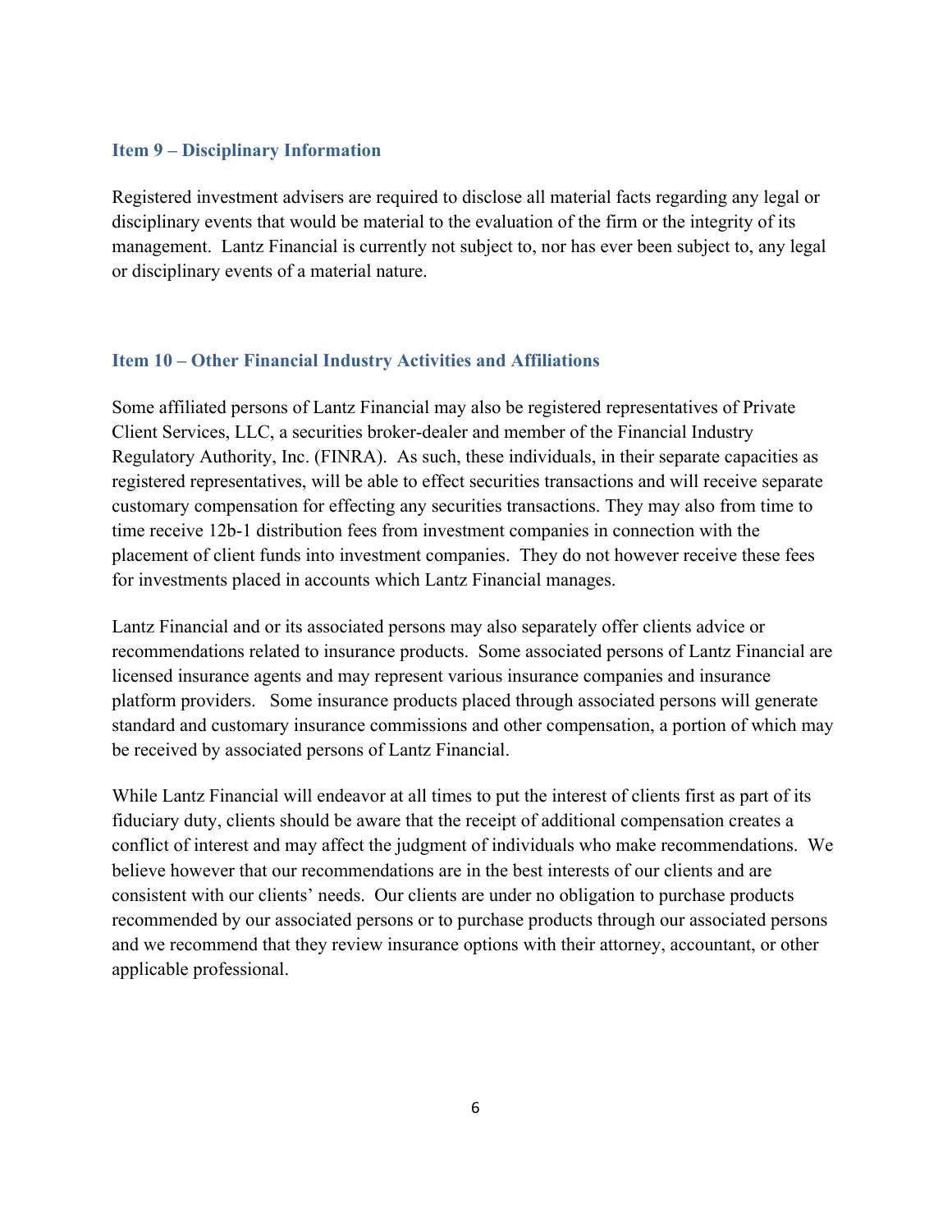## Item 9 – Disciplinary Information

Registered investment advisers are required to disclose all material facts regarding any legal or disciplinary events that would be material to the evaluation of the firm or the integrity of its management. Lantz Financial is currently not subject to, nor has ever been subject to, any legal or disciplinary events of a material nature.

## Item 10 – Other Financial Industry Activities and Affiliations

Some affiliated persons of Lantz Financial may also be registered representatives of Private Client Services, LLC, a securities broker-dealer and member of the Financial Industry Regulatory Authority, Inc. (FINRA). As such, these individuals, in their separate capacities as registered representatives, will be able to effect securities transactions and will receive separate customary compensation for effecting any securities transactions. They may also from time to time receive 12b-1 distribution fees from investment companies in connection with the placement of client funds into investment companies. They do not however receive these fees for investments placed in accounts which Lantz Financial manages.

Lantz Financial and or its associated persons may also separately offer clients advice or recommendations related to insurance products. Some associated persons of Lantz Financial are licensed insurance agents and may represent various insurance companies and insurance platform providers. Some insurance products placed through associated persons will generate standard and customary insurance commissions and other compensation, a portion of which may be received by associated persons of Lantz Financial.

While Lantz Financial will endeavor at all times to put the interest of clients first as part of its fiduciary duty, clients should be aware that the receipt of additional compensation creates a conflict of interest and may affect the judgment of individuals who make recommendations. We believe however that our recommendations are in the best interests of our clients and are consistent with our clients' needs. Our clients are under no obligation to purchase products recommended by our associated persons or to purchase products through our associated persons and we recommend that they review insurance options with their attorney, accountant, or other applicable professional.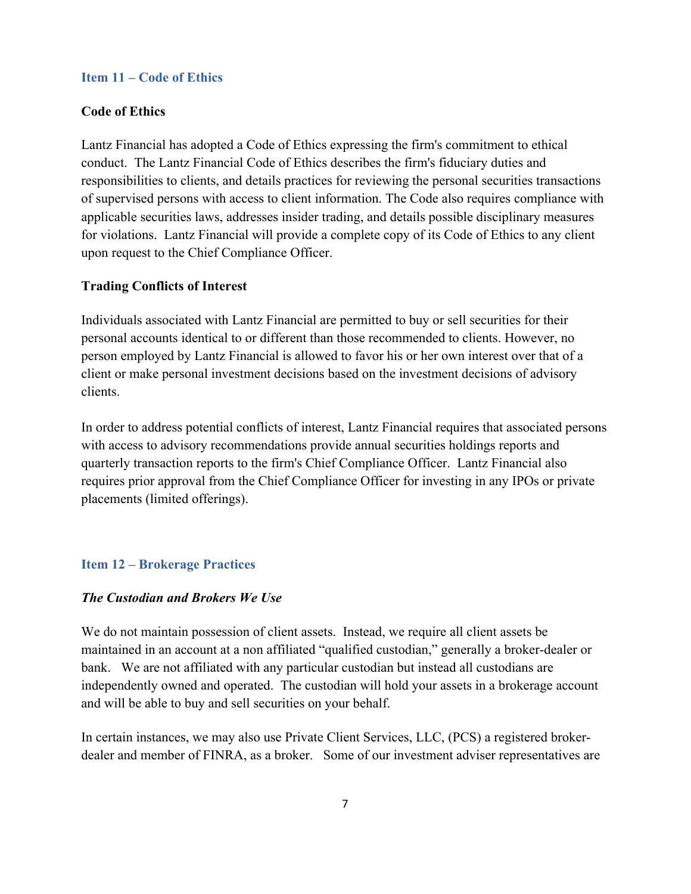## Item 11 – Code of Ethics

### Code of Ethics

Lantz Financial has adopted a Code of Ethics expressing the firm's commitment to ethical conduct. The Lantz Financial Code of Ethics describes the firm's fiduciary duties and responsibilities to clients, and details practices for reviewing the personal securities transactions of supervised persons with access to client information. The Code also requires compliance with applicable securities laws, addresses insider trading, and details possible disciplinary measures for violations. Lantz Financial will provide a complete copy of its Code of Ethics to any client upon request to the Chief Compliance Officer.

### Trading Conflicts of Interest

Individuals associated with Lantz Financial are permitted to buy or sell securities for their personal accounts identical to or different than those recommended to clients. However, no person employed by Lantz Financial is allowed to favor his or her own interest over that of a client or make personal investment decisions based on the investment decisions of advisory clients.

In order to address potential conflicts of interest, Lantz Financial requires that associated persons with access to advisory recommendations provide annual securities holdings reports and quarterly transaction reports to the firm's Chief Compliance Officer. Lantz Financial also requires prior approval from the Chief Compliance Officer for investing in any IPOs or private placements (limited offerings).

## Item 12 – Brokerage Practices

### *The Custodian and Brokers We Use*

We do not maintain possession of client assets. Instead, we require all client assets be maintained in an account at a non affiliated "qualified custodian," generally a broker-dealer or bank. We are not affiliated with any particular custodian but instead all custodians are independently owned and operated. The custodian will hold your assets in a brokerage account and will be able to buy and sell securities on your behalf.

In certain instances, we may also use Private Client Services, LLC, (PCS) a registered broker-dealer and member of FINRA, as a broker. Some of our investment adviser representatives are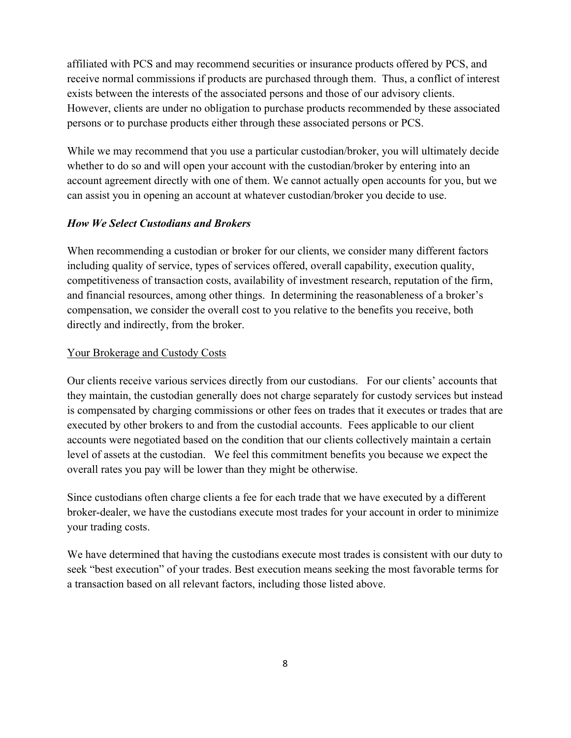affiliated with PCS and may recommend securities or insurance products offered by PCS, and receive normal commissions if products are purchased through them. Thus, a conflict of interest exists between the interests of the associated persons and those of our advisory clients. However, clients are under no obligation to purchase products recommended by these associated persons or to purchase products either through these associated persons or PCS.

While we may recommend that you use a particular custodian/broker, you will ultimately decide whether to do so and will open your account with the custodian/broker by entering into an account agreement directly with one of them. We cannot actually open accounts for you, but we can assist you in opening an account at whatever custodian/broker you decide to use.

***How We Select Custodians and Brokers***

When recommending a custodian or broker for our clients, we consider many different factors including quality of service, types of services offered, overall capability, execution quality, competitiveness of transaction costs, availability of investment research, reputation of the firm, and financial resources, among other things. In determining the reasonableness of a broker's compensation, we consider the overall cost to you relative to the benefits you receive, both directly and indirectly, from the broker.

<u>Your Brokerage and Custody Costs</u>

Our clients receive various services directly from our custodians. For our clients' accounts that they maintain, the custodian generally does not charge separately for custody services but instead is compensated by charging commissions or other fees on trades that it executes or trades that are executed by other brokers to and from the custodial accounts. Fees applicable to our client accounts were negotiated based on the condition that our clients collectively maintain a certain level of assets at the custodian. We feel this commitment benefits you because we expect the overall rates you pay will be lower than they might be otherwise.

Since custodians often charge clients a fee for each trade that we have executed by a different broker-dealer, we have the custodians execute most trades for your account in order to minimize your trading costs.

We have determined that having the custodians execute most trades is consistent with our duty to seek "best execution" of your trades. Best execution means seeking the most favorable terms for a transaction based on all relevant factors, including those listed above.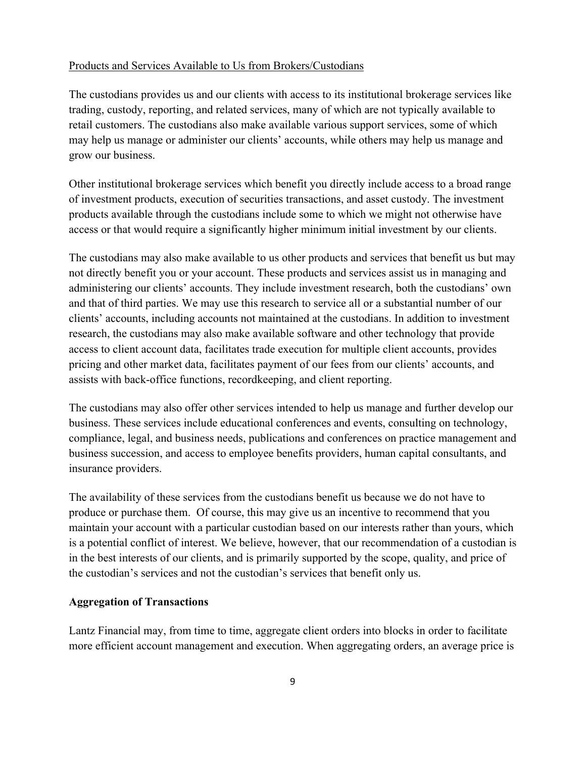Products and Services Available to Us from Brokers/Custodians

The custodians provides us and our clients with access to its institutional brokerage services like trading, custody, reporting, and related services, many of which are not typically available to retail customers. The custodians also make available various support services, some of which may help us manage or administer our clients' accounts, while others may help us manage and grow our business.

Other institutional brokerage services which benefit you directly include access to a broad range of investment products, execution of securities transactions, and asset custody. The investment products available through the custodians include some to which we might not otherwise have access or that would require a significantly higher minimum initial investment by our clients.

The custodians may also make available to us other products and services that benefit us but may not directly benefit you or your account. These products and services assist us in managing and administering our clients' accounts. They include investment research, both the custodians' own and that of third parties. We may use this research to service all or a substantial number of our clients' accounts, including accounts not maintained at the custodians. In addition to investment research, the custodians may also make available software and other technology that provide access to client account data, facilitates trade execution for multiple client accounts, provides pricing and other market data, facilitates payment of our fees from our clients' accounts, and assists with back-office functions, recordkeeping, and client reporting.

The custodians may also offer other services intended to help us manage and further develop our business. These services include educational conferences and events, consulting on technology, compliance, legal, and business needs, publications and conferences on practice management and business succession, and access to employee benefits providers, human capital consultants, and insurance providers.

The availability of these services from the custodians benefit us because we do not have to produce or purchase them. Of course, this may give us an incentive to recommend that you maintain your account with a particular custodian based on our interests rather than yours, which is a potential conflict of interest. We believe, however, that our recommendation of a custodian is in the best interests of our clients, and is primarily supported by the scope, quality, and price of the custodian's services and not the custodian's services that benefit only us.

**Aggregation of Transactions**

Lantz Financial may, from time to time, aggregate client orders into blocks in order to facilitate more efficient account management and execution. When aggregating orders, an average price is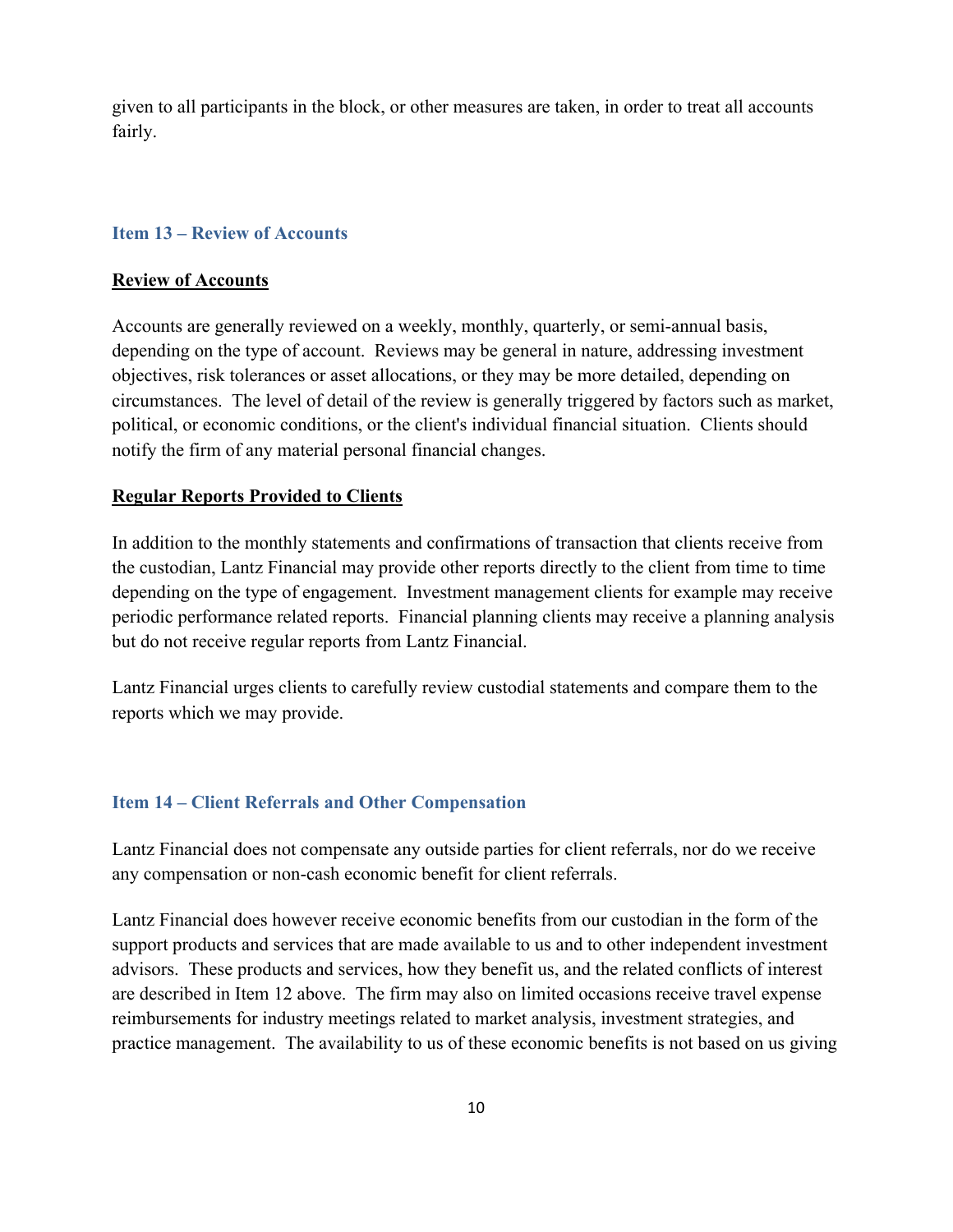given to all participants in the block, or other measures are taken, in order to treat all accounts fairly.

## Item 13 – Review of Accounts

**Review of Accounts**

Accounts are generally reviewed on a weekly, monthly, quarterly, or semi-annual basis, depending on the type of account. Reviews may be general in nature, addressing investment objectives, risk tolerances or asset allocations, or they may be more detailed, depending on circumstances. The level of detail of the review is generally triggered by factors such as market, political, or economic conditions, or the client's individual financial situation. Clients should notify the firm of any material personal financial changes.

**Regular Reports Provided to Clients**

In addition to the monthly statements and confirmations of transaction that clients receive from the custodian, Lantz Financial may provide other reports directly to the client from time to time depending on the type of engagement. Investment management clients for example may receive periodic performance related reports. Financial planning clients may receive a planning analysis but do not receive regular reports from Lantz Financial.

Lantz Financial urges clients to carefully review custodial statements and compare them to the reports which we may provide.

## Item 14 – Client Referrals and Other Compensation

Lantz Financial does not compensate any outside parties for client referrals, nor do we receive any compensation or non-cash economic benefit for client referrals.

Lantz Financial does however receive economic benefits from our custodian in the form of the support products and services that are made available to us and to other independent investment advisors. These products and services, how they benefit us, and the related conflicts of interest are described in Item 12 above. The firm may also on limited occasions receive travel expense reimbursements for industry meetings related to market analysis, investment strategies, and practice management. The availability to us of these economic benefits is not based on us giving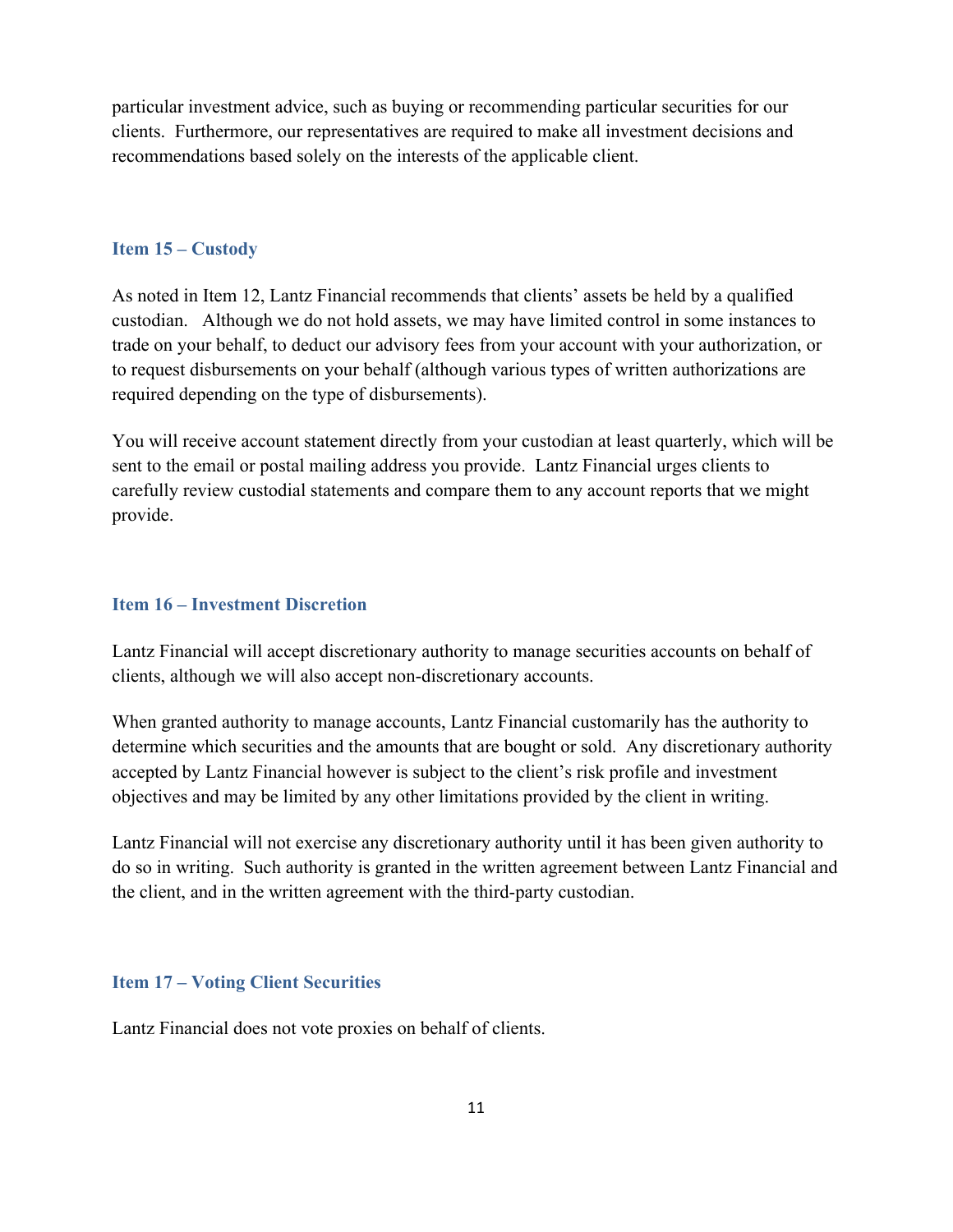particular investment advice, such as buying or recommending particular securities for our clients. Furthermore, our representatives are required to make all investment decisions and recommendations based solely on the interests of the applicable client.

## Item 15 – Custody

As noted in Item 12, Lantz Financial recommends that clients' assets be held by a qualified custodian. Although we do not hold assets, we may have limited control in some instances to trade on your behalf, to deduct our advisory fees from your account with your authorization, or to request disbursements on your behalf (although various types of written authorizations are required depending on the type of disbursements).

You will receive account statement directly from your custodian at least quarterly, which will be sent to the email or postal mailing address you provide. Lantz Financial urges clients to carefully review custodial statements and compare them to any account reports that we might provide.

## Item 16 – Investment Discretion

Lantz Financial will accept discretionary authority to manage securities accounts on behalf of clients, although we will also accept non-discretionary accounts.

When granted authority to manage accounts, Lantz Financial customarily has the authority to determine which securities and the amounts that are bought or sold. Any discretionary authority accepted by Lantz Financial however is subject to the client's risk profile and investment objectives and may be limited by any other limitations provided by the client in writing.

Lantz Financial will not exercise any discretionary authority until it has been given authority to do so in writing. Such authority is granted in the written agreement between Lantz Financial and the client, and in the written agreement with the third-party custodian.

## Item 17 – Voting Client Securities

Lantz Financial does not vote proxies on behalf of clients.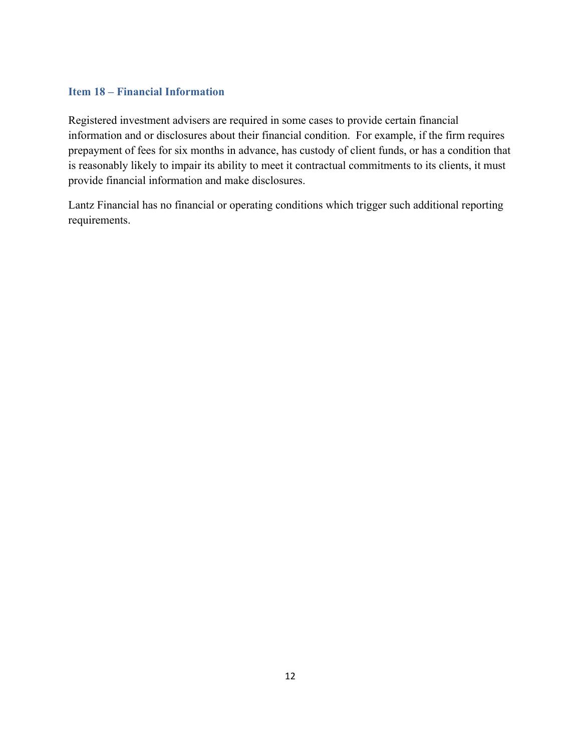## Item 18 – Financial Information

Registered investment advisers are required in some cases to provide certain financial information and or disclosures about their financial condition. For example, if the firm requires prepayment of fees for six months in advance, has custody of client funds, or has a condition that is reasonably likely to impair its ability to meet it contractual commitments to its clients, it must provide financial information and make disclosures.

Lantz Financial has no financial or operating conditions which trigger such additional reporting requirements.